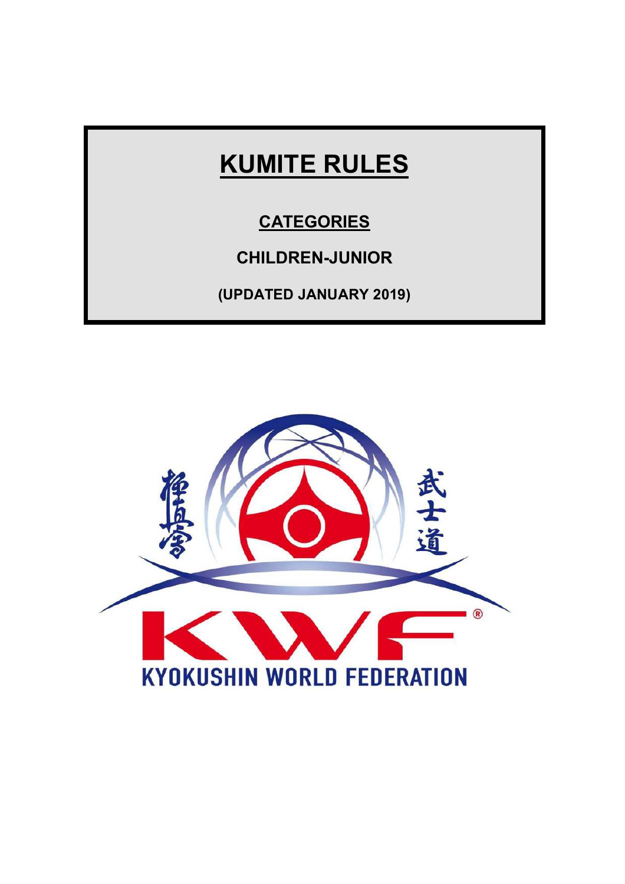# KUMITE RULES

## CATEGORIES

## CHILDREN-JUNIOR

**(UPDATED JANUARY 2019)**

KYOKUSHIN WORLD FEDERATION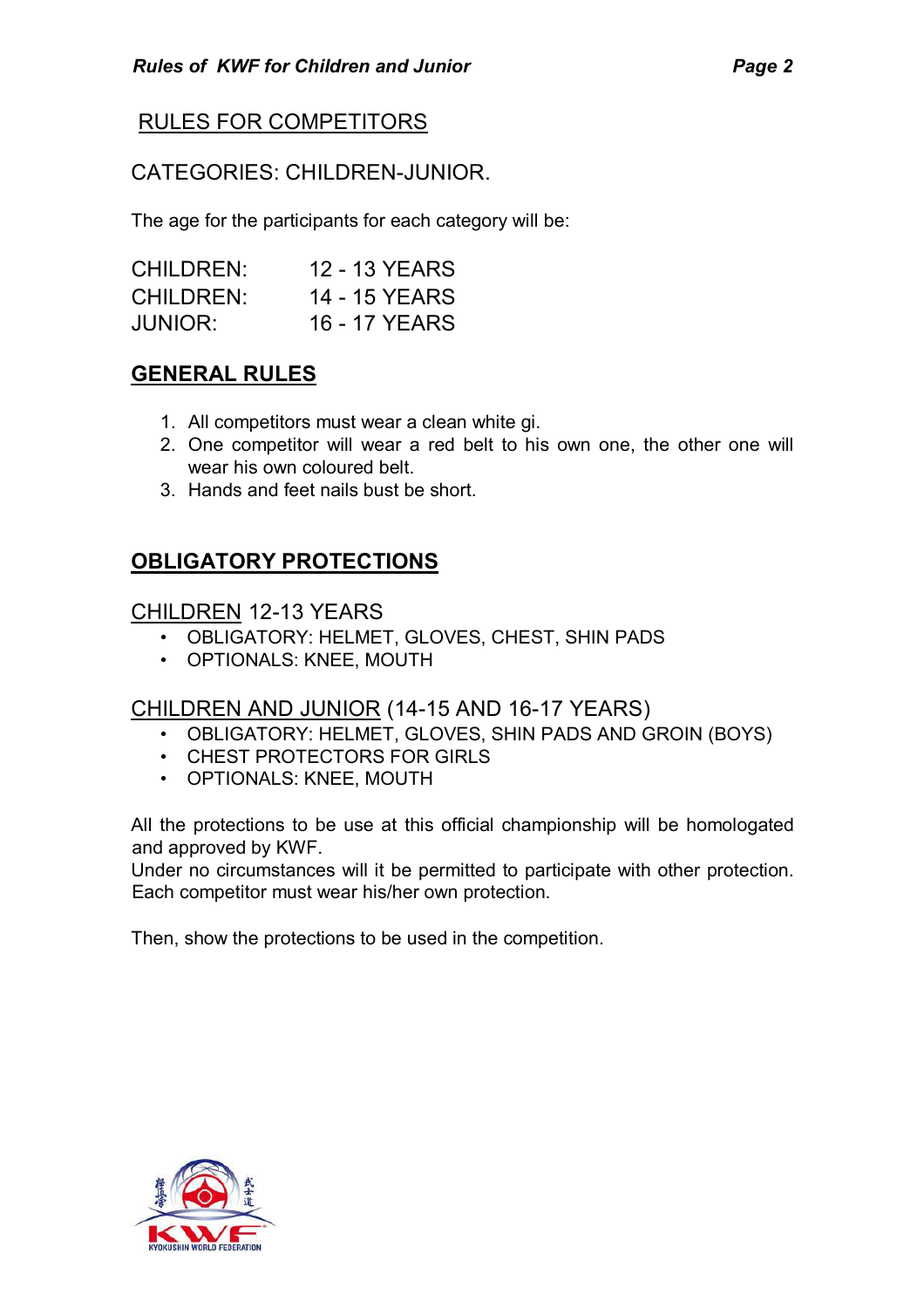## RULES FOR COMPETITORS

CATEGORIES: CHILDREN-JUNIOR.

The age for the participants for each category will be:

| | |
|---|---|
| CHILDREN: | 12 - 13 YEARS |
| CHILDREN: | 14 - 15 YEARS |
| JUNIOR: | 16 - 17 YEARS |

## GENERAL RULES

1. All competitors must wear a clean white gi.
2. One competitor will wear a red belt to his own one, the other one will wear his own coloured belt.
3. Hands and feet nails bust be short.

## OBLIGATORY PROTECTIONS

### CHILDREN 12-13 YEARS

- OBLIGATORY: HELMET, GLOVES, CHEST, SHIN PADS
- OPTIONALS: KNEE, MOUTH

### CHILDREN AND JUNIOR (14-15 AND 16-17 YEARS)

- OBLIGATORY: HELMET, GLOVES, SHIN PADS AND GROIN (BOYS)
- CHEST PROTECTORS FOR GIRLS
- OPTIONALS: KNEE, MOUTH

All the protections to be use at this official championship will be homologated and approved by KWF.
Under no circumstances will it be permitted to participate with other protection. Each competitor must wear his/her own protection.

Then, show the protections to be used in the competition.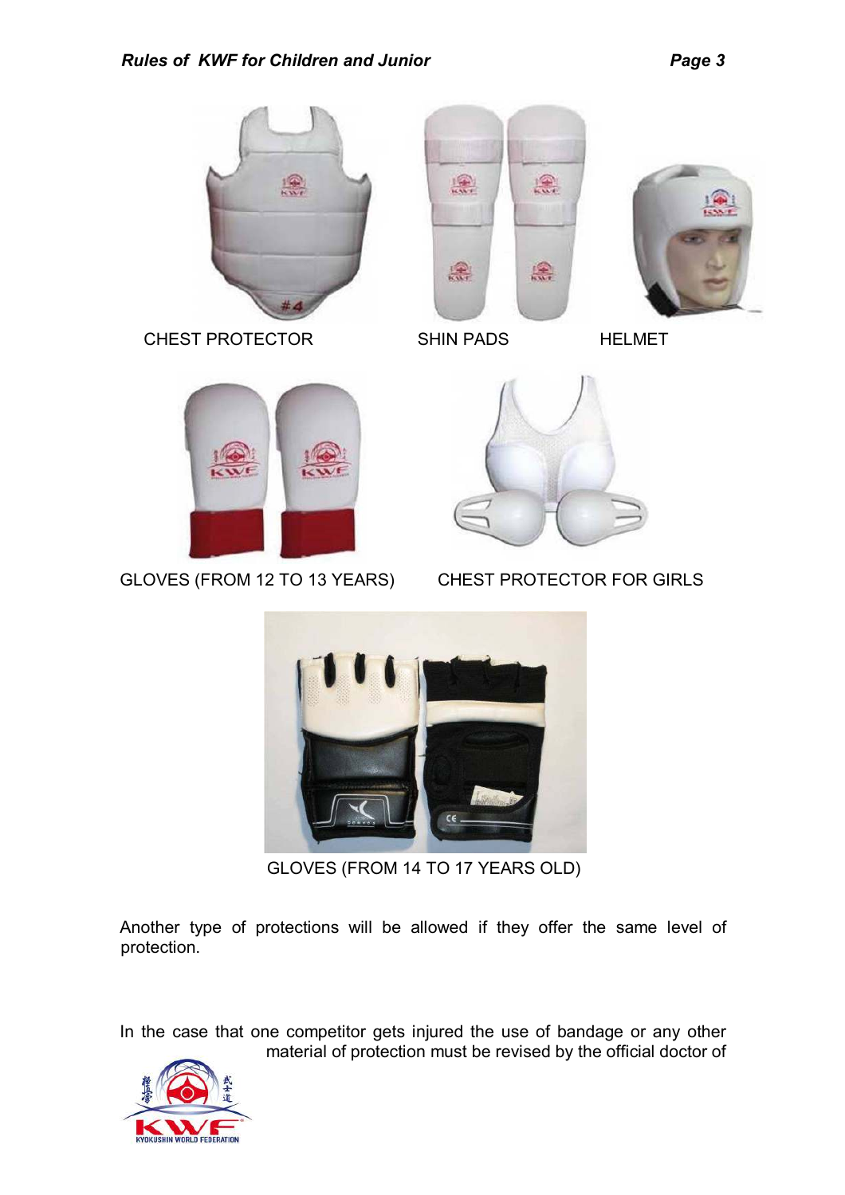CHEST PROTECTOR

SHIN PADS

HELMET

GLOVES (FROM 12 TO 13 YEARS)

CHEST PROTECTOR FOR GIRLS

GLOVES (FROM 14 TO 17 YEARS OLD)

Another type of protections will be allowed if they offer the same level of protection.

In the case that one competitor gets injured the use of bandage or any other material of protection must be revised by the official doctor of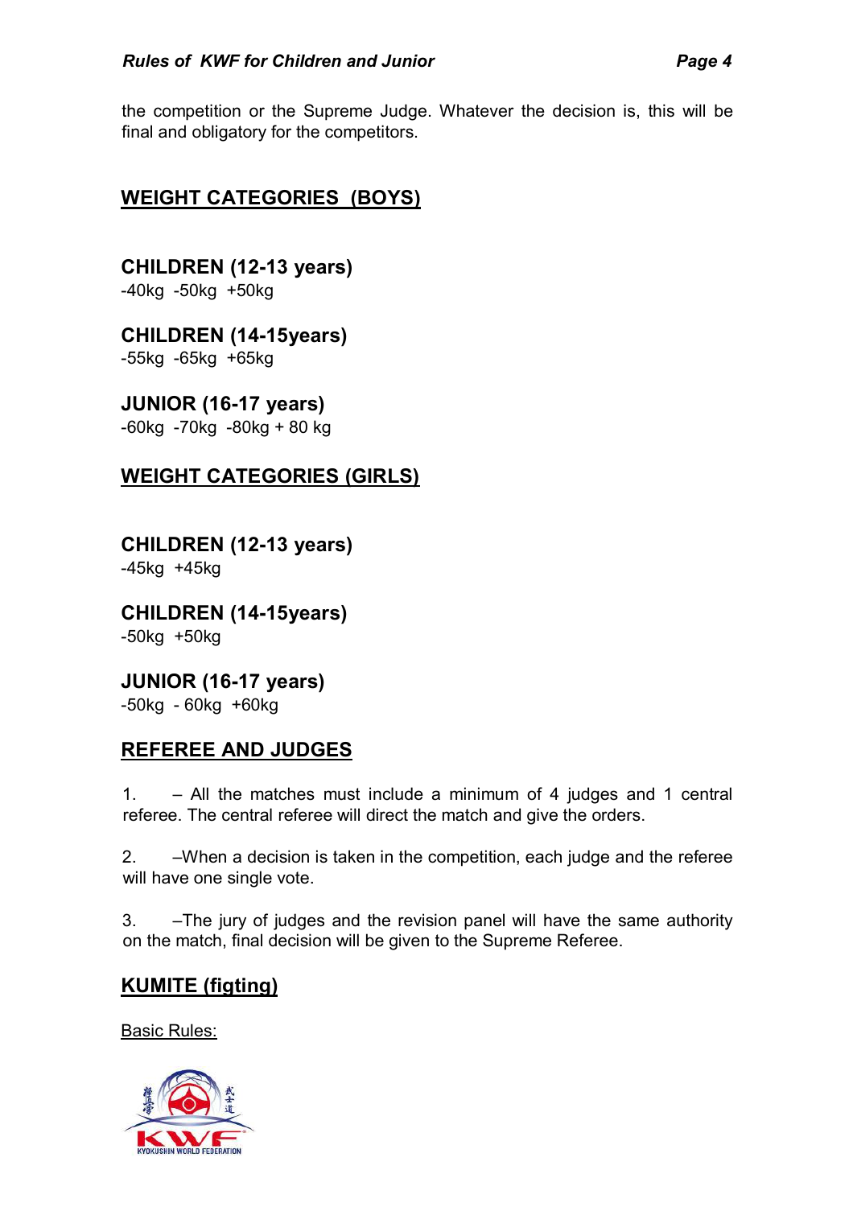the competition or the Supreme Judge. Whatever the decision is, this will be final and obligatory for the competitors.

## WEIGHT CATEGORIES (BOYS)

### CHILDREN (12-13 years)
-40kg -50kg +50kg

### CHILDREN (14-15years)
-55kg -65kg +65kg

### JUNIOR (16-17 years)
-60kg -70kg -80kg + 80 kg

## WEIGHT CATEGORIES (GIRLS)

### CHILDREN (12-13 years)
-45kg +45kg

### CHILDREN (14-15years)
-50kg +50kg

### JUNIOR (16-17 years)
-50kg - 60kg +60kg

## REFEREE AND JUDGES

1. – All the matches must include a minimum of 4 judges and 1 central referee. The central referee will direct the match and give the orders.

2. –When a decision is taken in the competition, each judge and the referee will have one single vote.

3. –The jury of judges and the revision panel will have the same authority on the match, final decision will be given to the Supreme Referee.

## KUMITE (figting)

Basic Rules: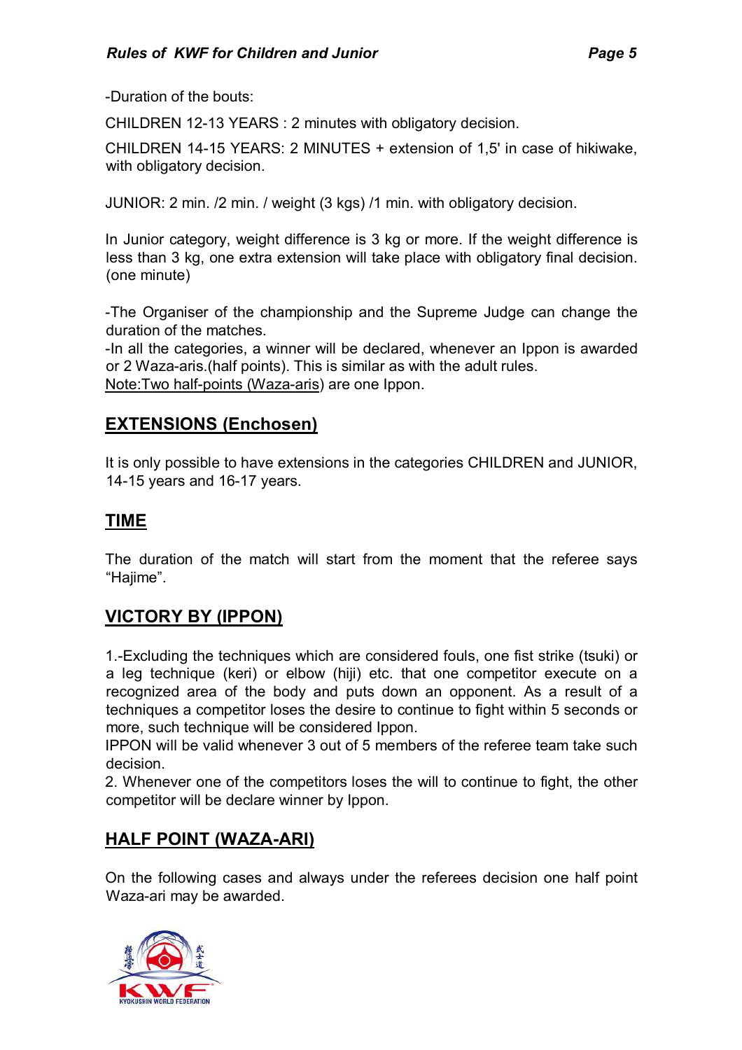-Duration of the bouts:

CHILDREN 12-13 YEARS : 2 minutes with obligatory decision.

CHILDREN 14-15 YEARS: 2 MINUTES + extension of 1,5' in case of hikiwake, with obligatory decision.

JUNIOR: 2 min. /2 min. / weight (3 kgs) /1 min. with obligatory decision.

In Junior category, weight difference is 3 kg or more. If the weight difference is less than 3 kg, one extra extension will take place with obligatory final decision. (one minute)

-The Organiser of the championship and the Supreme Judge can change the duration of the matches.
-In all the categories, a winner will be declared, whenever an Ippon is awarded or 2 Waza-aris.(half points). This is similar as with the adult rules.
<u>Note:Two half-points (Waza-aris</u>) are one Ippon.

## EXTENSIONS (Enchosen)

It is only possible to have extensions in the categories CHILDREN and JUNIOR, 14-15 years and 16-17 years.

## TIME

The duration of the match will start from the moment that the referee says "Hajime".

## VICTORY BY (IPPON)

1.-Excluding the techniques which are considered fouls, one fist strike (tsuki) or a leg technique (keri) or elbow (hiji) etc. that one competitor execute on a recognized area of the body and puts down an opponent. As a result of a techniques a competitor loses the desire to continue to fight within 5 seconds or more, such technique will be considered Ippon.
IPPON will be valid whenever 3 out of 5 members of the referee team take such decision.
2. Whenever one of the competitors loses the will to continue to fight, the other competitor will be declare winner by Ippon.

## HALF POINT (WAZA-ARI)

On the following cases and always under the referees decision one half point Waza-ari may be awarded.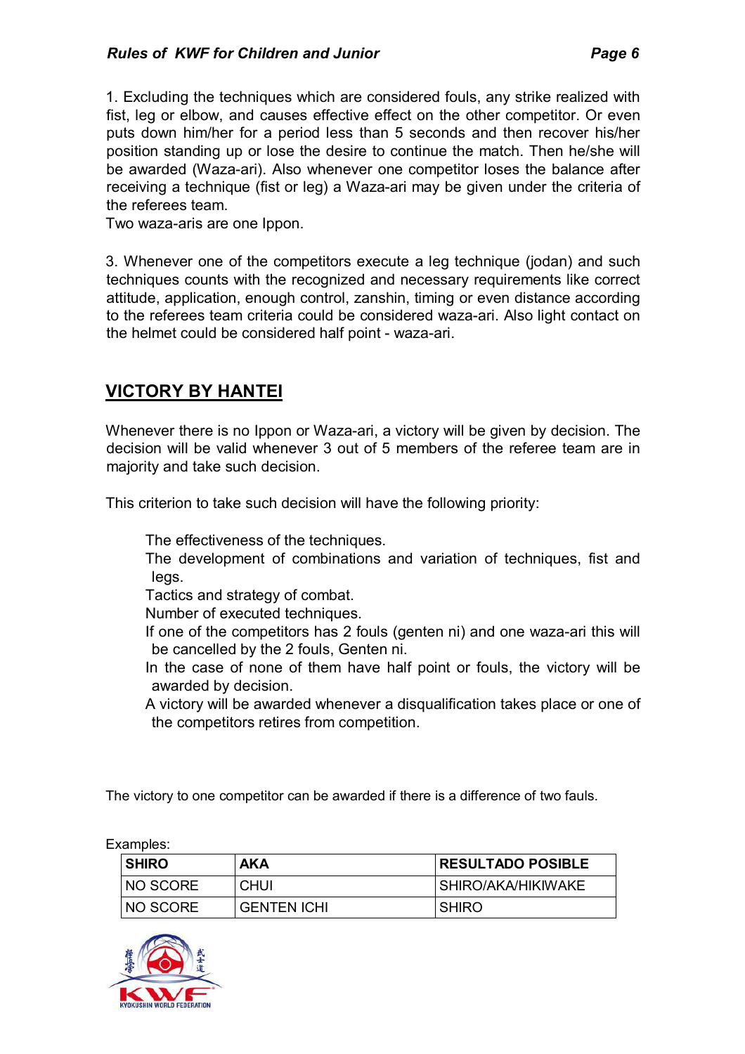1. Excluding the techniques which are considered fouls, any strike realized with fist, leg or elbow, and causes effective effect on the other competitor. Or even puts down him/her for a period less than 5 seconds and then recover his/her position standing up or lose the desire to continue the match. Then he/she will be awarded (Waza-ari). Also whenever one competitor loses the balance after receiving a technique (fist or leg) a Waza-ari may be given under the criteria of the referees team.
Two waza-aris are one Ippon.

3. Whenever one of the competitors execute a leg technique (jodan) and such techniques counts with the recognized and necessary requirements like correct attitude, application, enough control, zanshin, timing or even distance according to the referees team criteria could be considered waza-ari. Also light contact on the helmet could be considered half point - waza-ari.

## VICTORY BY HANTEI

Whenever there is no Ippon or Waza-ari, a victory will be given by decision. The decision will be valid whenever 3 out of 5 members of the referee team are in majority and take such decision.

This criterion to take such decision will have the following priority:

- The effectiveness of the techniques.
- The development of combinations and variation of techniques, fist and legs.
- Tactics and strategy of combat.
- Number of executed techniques.
- If one of the competitors has 2 fouls (genten ni) and one waza-ari this will be cancelled by the 2 fouls, Genten ni.
- In the case of none of them have half point or fouls, the victory will be awarded by decision.
- A victory will be awarded whenever a disqualification takes place or one of the competitors retires from competition.

The victory to one competitor can be awarded if there is a difference of two fauls.

Examples:

| SHIRO | AKA | RESULTADO POSIBLE |
|---|---|---|
| NO SCORE | CHUI | SHIRO/AKA/HIKIWAKE |
| NO SCORE | GENTEN ICHI | SHIRO |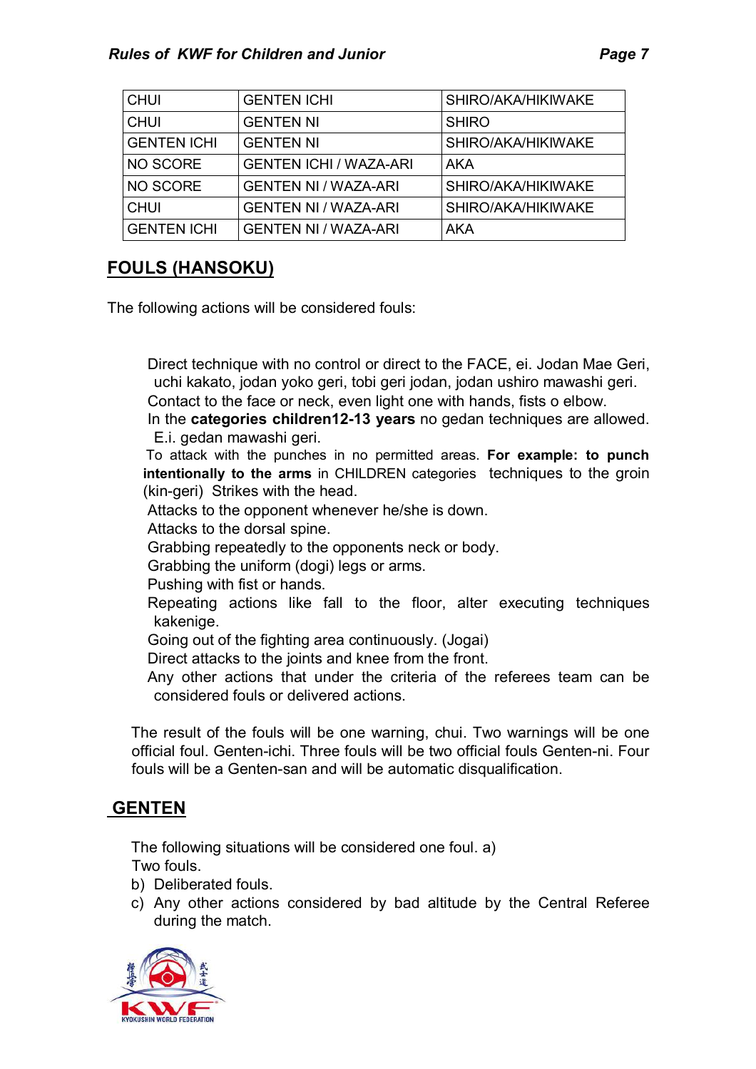| CHUI | GENTEN ICHI | SHIRO/AKA/HIKIWAKE |
|---|---|---|
| CHUI | GENTEN NI | SHIRO |
| GENTEN ICHI | GENTEN NI | SHIRO/AKA/HIKIWAKE |
| NO SCORE | GENTEN ICHI / WAZA-ARI | AKA |
| NO SCORE | GENTEN NI / WAZA-ARI | SHIRO/AKA/HIKIWAKE |
| CHUI | GENTEN NI / WAZA-ARI | SHIRO/AKA/HIKIWAKE |
| GENTEN ICHI | GENTEN NI / WAZA-ARI | AKA |

## FOULS (HANSOKU)

The following actions will be considered fouls:

Direct technique with no control or direct to the FACE, ei. Jodan Mae Geri, uchi kakato, jodan yoko geri, tobi geri jodan, jodan ushiro mawashi geri.

Contact to the face or neck, even light one with hands, fists o elbow.

In the **categories children12-13 years** no gedan techniques are allowed. E.i. gedan mawashi geri.

To attack with the punches in no permitted areas. **For example: to punch intentionally to the arms** in CHILDREN categories techniques to the groin (kin-geri) Strikes with the head.

Attacks to the opponent whenever he/she is down.

Attacks to the dorsal spine.

Grabbing repeatedly to the opponents neck or body.

Grabbing the uniform (dogi) legs or arms.

Pushing with fist or hands.

Repeating actions like fall to the floor, alter executing techniques kakenige.

Going out of the fighting area continuously. (Jogai)

Direct attacks to the joints and knee from the front.

Any other actions that under the criteria of the referees team can be considered fouls or delivered actions.

The result of the fouls will be one warning, chui. Two warnings will be one official foul. Genten-ichi. Three fouls will be two official fouls Genten-ni. Four fouls will be a Genten-san and will be automatic disqualification.

## GENTEN

The following situations will be considered one foul. a) Two fouls.

b) Deliberated fouls.

c) Any other actions considered by bad altitude by the Central Referee during the match.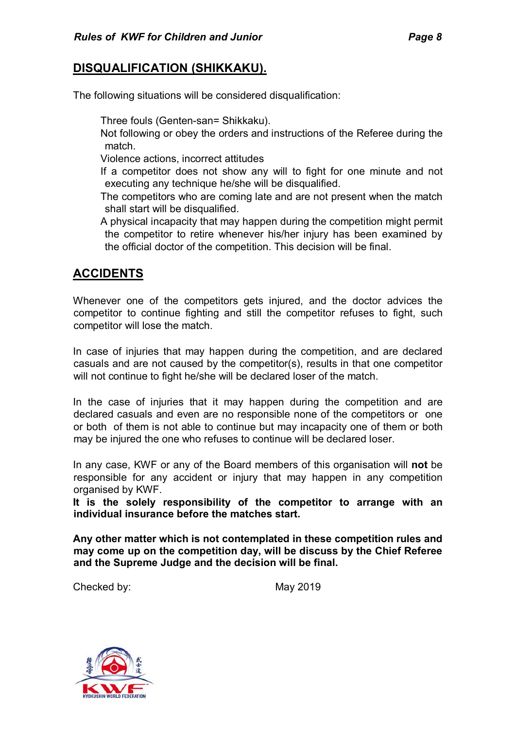## DISQUALIFICATION (SHIKKAKU).

The following situations will be considered disqualification:

- Three fouls (Genten-san= Shikkaku).
- Not following or obey the orders and instructions of the Referee during the match.
- Violence actions, incorrect attitudes
- If a competitor does not show any will to fight for one minute and not executing any technique he/she will be disqualified.
- The competitors who are coming late and are not present when the match shall start will be disqualified.
- A physical incapacity that may happen during the competition might permit the competitor to retire whenever his/her injury has been examined by the official doctor of the competition. This decision will be final.

## ACCIDENTS

Whenever one of the competitors gets injured, and the doctor advices the competitor to continue fighting and still the competitor refuses to fight, such competitor will lose the match.

In case of injuries that may happen during the competition, and are declared casuals and are not caused by the competitor(s), results in that one competitor will not continue to fight he/she will be declared loser of the match.

In the case of injuries that it may happen during the competition and are declared casuals and even are no responsible none of the competitors or one or both of them is not able to continue but may incapacity one of them or both may be injured the one who refuses to continue will be declared loser.

In any case, KWF or any of the Board members of this organisation will **not** be responsible for any accident or injury that may happen in any competition organised by KWF.
**It is the solely responsibility of the competitor to arrange with an individual insurance before the matches start.**

**Any other matter which is not contemplated in these competition rules and may come up on the competition day, will be discuss by the Chief Referee and the Supreme Judge and the decision will be final.**

Checked by: May 2019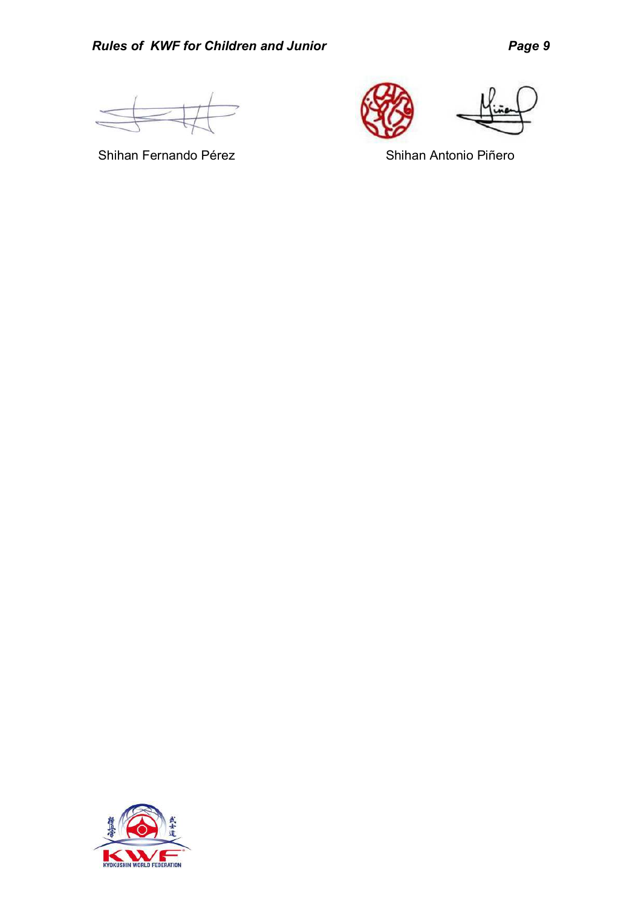Shihan Fernando Pérez

Shihan Antonio Piñero